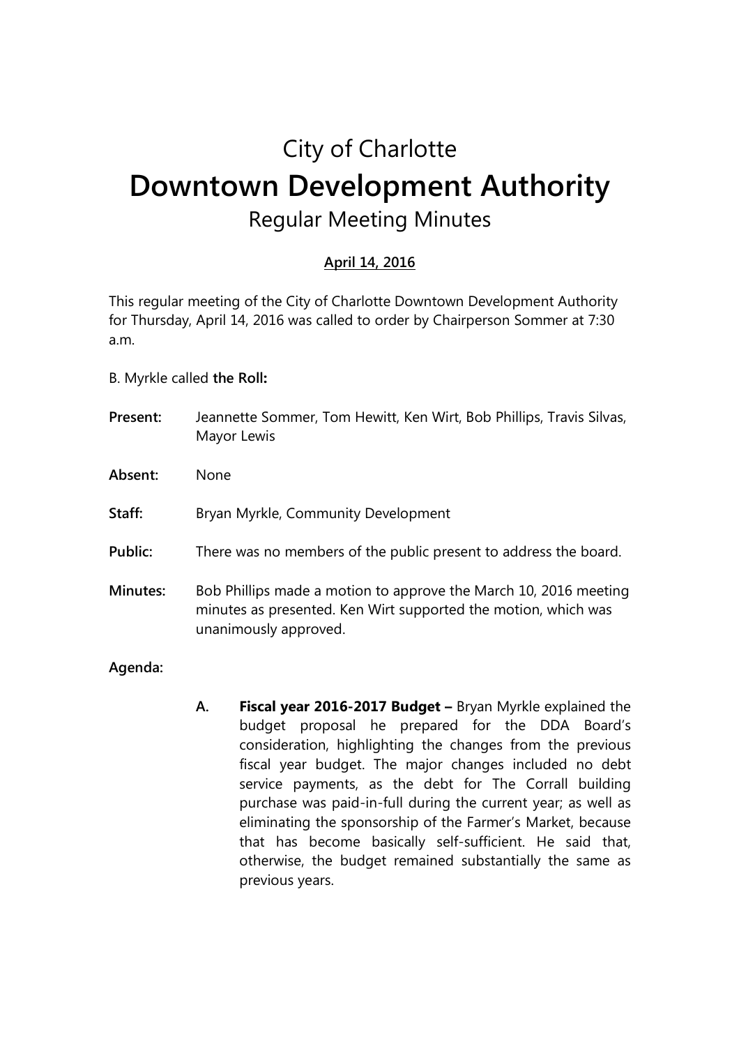# City of Charlotte

# Downtown Development Authority

## Regular Meeting Minutes

**April 14, 2016**

This regular meeting of the City of Charlotte Downtown Development Authority for Thursday, April 14, 2016 was called to order by Chairperson Sommer at 7:30 a.m.

B. Myrkle called **the Roll:**

**Present:** Jeannette Sommer, Tom Hewitt, Ken Wirt, Bob Phillips, Travis Silvas, Mayor Lewis

**Absent:** None

**Staff:** Bryan Myrkle, Community Development

**Public:** There was no members of the public present to address the board.

**Minutes:** Bob Phillips made a motion to approve the March 10, 2016 meeting minutes as presented. Ken Wirt supported the motion, which was unanimously approved.

**Agenda:**

**A. Fiscal year 2016-2017 Budget –** Bryan Myrkle explained the budget proposal he prepared for the DDA Board's consideration, highlighting the changes from the previous fiscal year budget. The major changes included no debt service payments, as the debt for The Corrall building purchase was paid-in-full during the current year; as well as eliminating the sponsorship of the Farmer's Market, because that has become basically self-sufficient. He said that, otherwise, the budget remained substantially the same as previous years.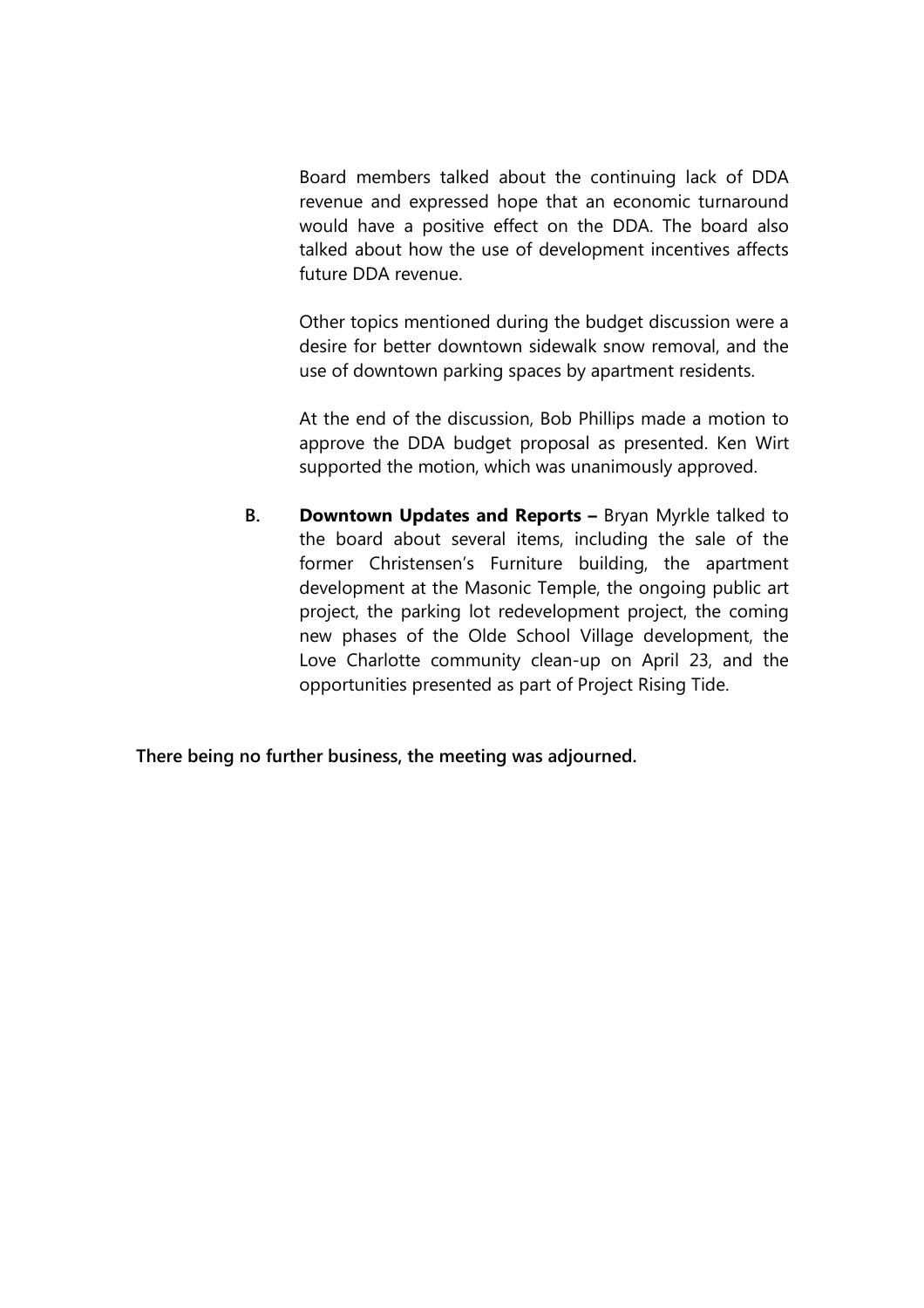Board members talked about the continuing lack of DDA revenue and expressed hope that an economic turnaround would have a positive effect on the DDA. The board also talked about how the use of development incentives affects future DDA revenue.

Other topics mentioned during the budget discussion were a desire for better downtown sidewalk snow removal, and the use of downtown parking spaces by apartment residents.

At the end of the discussion, Bob Phillips made a motion to approve the DDA budget proposal as presented. Ken Wirt supported the motion, which was unanimously approved.

B. **Downtown Updates and Reports –** Bryan Myrkle talked to the board about several items, including the sale of the former Christensen's Furniture building, the apartment development at the Masonic Temple, the ongoing public art project, the parking lot redevelopment project, the coming new phases of the Olde School Village development, the Love Charlotte community clean-up on April 23, and the opportunities presented as part of Project Rising Tide.

**There being no further business, the meeting was adjourned.**